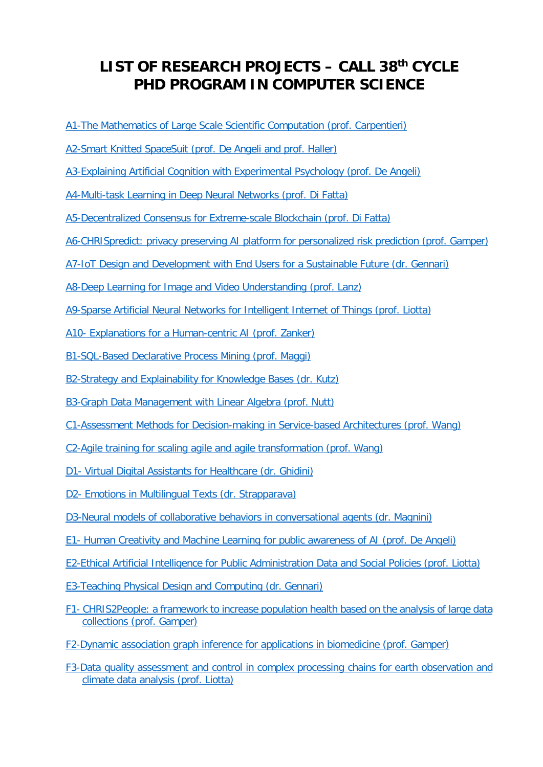# LIST OF RESEARCH PROJECTS – CALL 38th CYCLE PHD PROGRAM IN COMPUTER SCIENCE

A1-The Mathematics of Large Scale Scientific Computation (prof. Carpentieri)

A2-Smart Knitted SpaceSuit (prof. De Angeli and prof. Haller)

A3-Explaining Artificial Cognition with Experimental Psychology (prof. De Angeli)

A4-Multi-task Learning in Deep Neural Networks (prof. Di Fatta)

A5-Decentralized Consensus for Extreme-scale Blockchain (prof. Di Fatta)

A6-CHRISpredict: privacy preserving AI platform for personalized risk prediction (prof. Gamper)

A7-IoT Design and Development with End Users for a Sustainable Future (dr. Gennari)

A8-Deep Learning for Image and Video Understanding (prof. Lanz)

A9-Sparse Artificial Neural Networks for Intelligent Internet of Things (prof. Liotta)

A10- Explanations for a Human-centric AI (prof. Zanker)

B1-SQL-Based Declarative Process Mining (prof. Maggi)

B2-Strategy and Explainability for Knowledge Bases (dr. Kutz)

B3-Graph Data Management with Linear Algebra (prof. Nutt)

C1-Assessment Methods for Decision-making in Service-based Architectures (prof. Wang)

C2-Agile training for scaling agile and agile transformation (prof. Wang)

D1- Virtual Digital Assistants for Healthcare (dr. Ghidini)

D2- Emotions in Multilingual Texts (dr. Strapparava)

D3-Neural models of collaborative behaviors in conversational agents (dr. Magnini)

E1- Human Creativity and Machine Learning for public awareness of AI (prof. De Angeli)

E2-Ethical Artificial Intelligence for Public Administration Data and Social Policies (prof. Liotta)

E3-Teaching Physical Design and Computing (dr. Gennari)

F1- CHRIS2People: a framework to increase population health based on the analysis of large data collections (prof. Gamper)

F2-Dynamic association graph inference for applications in biomedicine (prof. Gamper)

F3-Data quality assessment and control in complex processing chains for earth observation and climate data analysis (prof. Liotta)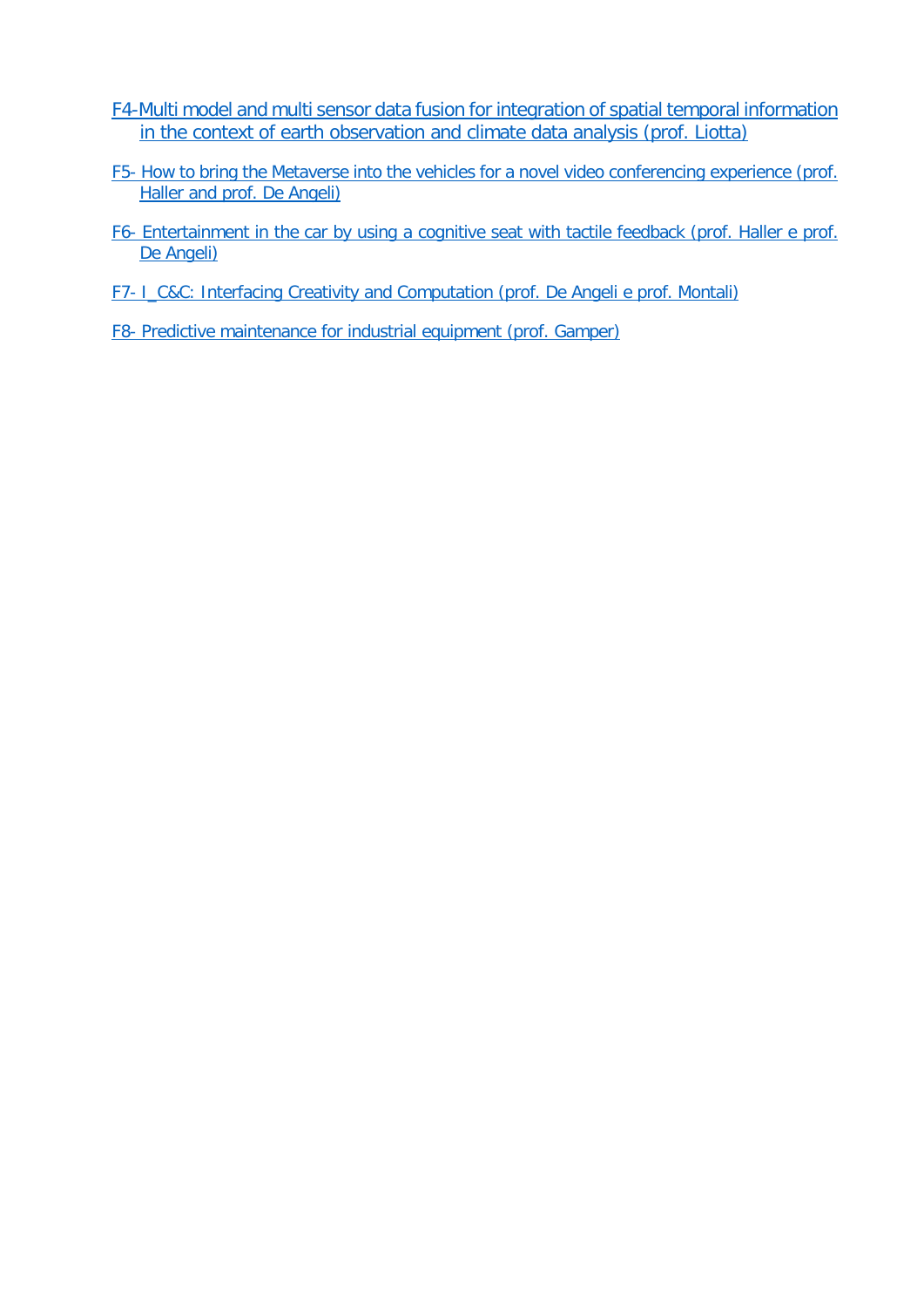F4-Multi model and multi sensor data fusion for integration of spatial temporal information in the context of earth observation and climate data analysis (prof. Liotta)

F5- How to bring the Metaverse into the vehicles for a novel video conferencing experience (prof. Haller and prof. De Angeli)

F6- Entertainment in the car by using a cognitive seat with tactile feedback (prof. Haller e prof. De Angeli)

F7- I_C&C: Interfacing Creativity and Computation (prof. De Angeli e prof. Montali)

F8- Predictive maintenance for industrial equipment (prof. Gamper)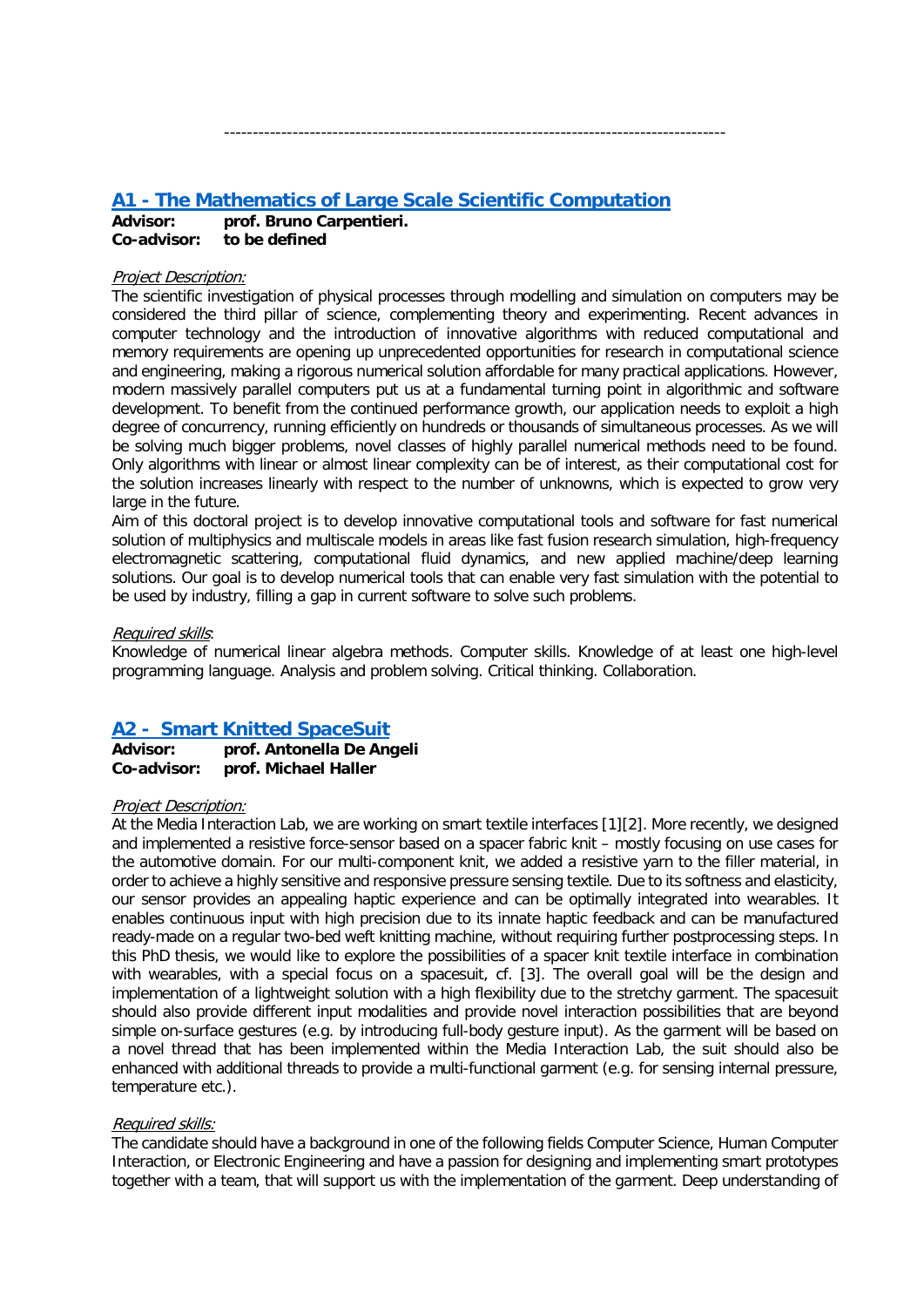---

## [A1 - The Mathematics of Large Scale Scientific Computation]()

**Advisor:** **prof. Bruno Carpentieri.**
**Co-advisor:** **to be defined**

*Project Description:*

The scientific investigation of physical processes through modelling and simulation on computers may be considered the third pillar of science, complementing theory and experimenting. Recent advances in computer technology and the introduction of innovative algorithms with reduced computational and memory requirements are opening up unprecedented opportunities for research in computational science and engineering, making a rigorous numerical solution affordable for many practical applications. However, modern massively parallel computers put us at a fundamental turning point in algorithmic and software development. To benefit from the continued performance growth, our application needs to exploit a high degree of concurrency, running efficiently on hundreds or thousands of simultaneous processes. As we will be solving much bigger problems, novel classes of highly parallel numerical methods need to be found. Only algorithms with linear or almost linear complexity can be of interest, as their computational cost for the solution increases linearly with respect to the number of unknowns, which is expected to grow very large in the future.

Aim of this doctoral project is to develop innovative computational tools and software for fast numerical solution of multiphysics and multiscale models in areas like fast fusion research simulation, high-frequency electromagnetic scattering, computational fluid dynamics, and new applied machine/deep learning solutions. Our goal is to develop numerical tools that can enable very fast simulation with the potential to be used by industry, filling a gap in current software to solve such problems.

*Required skills*:

Knowledge of numerical linear algebra methods. Computer skills. Knowledge of at least one high-level programming language. Analysis and problem solving. Critical thinking. Collaboration.

## [A2 - Smart Knitted SpaceSuit]()

**Advisor:** **prof. Antonella De Angeli**
**Co-advisor:** **prof. Michael Haller**

*Project Description:*

At the Media Interaction Lab, we are working on smart textile interfaces [1][2]. More recently, we designed and implemented a resistive force-sensor based on a spacer fabric knit – mostly focusing on use cases for the automotive domain. For our multi-component knit, we added a resistive yarn to the filler material, in order to achieve a highly sensitive and responsive pressure sensing textile. Due to its softness and elasticity, our sensor provides an appealing haptic experience and can be optimally integrated into wearables. It enables continuous input with high precision due to its innate haptic feedback and can be manufactured ready-made on a regular two-bed weft knitting machine, without requiring further postprocessing steps. In this PhD thesis, we would like to explore the possibilities of a spacer knit textile interface in combination with wearables, with a special focus on a spacesuit, cf. [3]. The overall goal will be the design and implementation of a lightweight solution with a high flexibility due to the stretchy garment. The spacesuit should also provide different input modalities and provide novel interaction possibilities that are beyond simple on-surface gestures (e.g. by introducing full-body gesture input). As the garment will be based on a novel thread that has been implemented within the Media Interaction Lab, the suit should also be enhanced with additional threads to provide a multi-functional garment (e.g. for sensing internal pressure, temperature etc.).

*Required skills:*

The candidate should have a background in one of the following fields Computer Science, Human Computer Interaction, or Electronic Engineering and have a passion for designing and implementing smart prototypes together with a team, that will support us with the implementation of the garment. Deep understanding of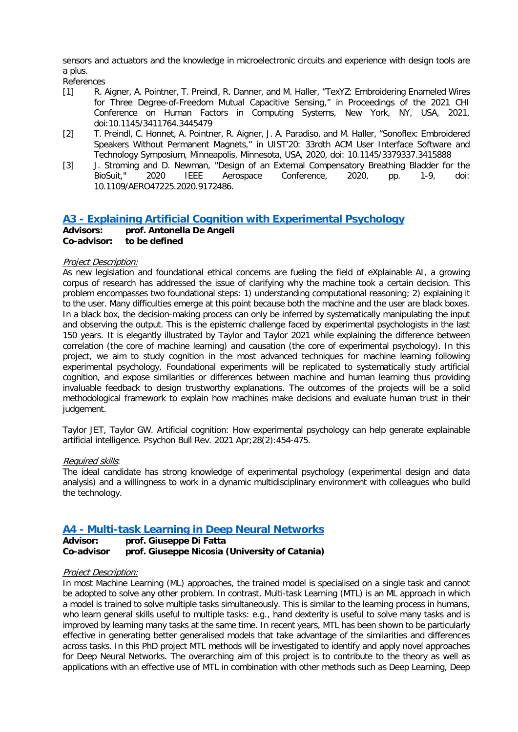sensors and actuators and the knowledge in microelectronic circuits and experience with design tools are a plus.

References

[1] R. Aigner, A. Pointner, T. Preindl, R. Danner, and M. Haller, "TexYZ: Embroidering Enameled Wires for Three Degree-of-Freedom Mutual Capacitive Sensing," in Proceedings of the 2021 CHI Conference on Human Factors in Computing Systems, New York, NY, USA, 2021, doi:10.1145/3411764.3445479

[2] T. Preindl, C. Honnet, A. Pointner, R. Aigner, J. A. Paradiso, and M. Haller, "Sonoflex: Embroidered Speakers Without Permanent Magnets," in UIST'20: 33rdth ACM User Interface Software and Technology Symposium, Minneapolis, Minnesota, USA, 2020, doi: 10.1145/3379337.3415888

[3] J. Stroming and D. Newman, "Design of an External Compensatory Breathing Bladder for the BioSuit," 2020 IEEE Aerospace Conference, 2020, pp. 1-9, doi: 10.1109/AERO47225.2020.9172486.

## A3 - Explaining Artificial Cognition with Experimental Psychology

**Advisors:** **prof. Antonella De Angeli**
**Co-advisor:** **to be defined**

*Project Description:*

As new legislation and foundational ethical concerns are fueling the field of eXplainable AI, a growing corpus of research has addressed the issue of clarifying why the machine took a certain decision. This problem encompasses two foundational steps: 1) understanding computational reasoning; 2) explaining it to the user. Many difficulties emerge at this point because both the machine and the user are black boxes. In a black box, the decision-making process can only be inferred by systematically manipulating the input and observing the output. This is the epistemic challenge faced by experimental psychologists in the last 150 years. It is elegantly illustrated by Taylor and Taylor 2021 while explaining the difference between correlation (the core of machine learning) and causation (the core of experimental psychology). In this project, we aim to study cognition in the most advanced techniques for machine learning following experimental psychology. Foundational experiments will be replicated to systematically study artificial cognition, and expose similarities or differences between machine and human learning thus providing invaluable feedback to design trustworthy explanations. The outcomes of the projects will be a solid methodological framework to explain how machines make decisions and evaluate human trust in their judgement.

Taylor JET, Taylor GW. Artificial cognition: How experimental psychology can help generate explainable artificial intelligence. Psychon Bull Rev. 2021 Apr;28(2):454-475.

*Required skills*:

The ideal candidate has strong knowledge of experimental psychology (experimental design and data analysis) and a willingness to work in a dynamic multidisciplinary environment with colleagues who build the technology.

## A4 - Multi-task Learning in Deep Neural Networks

**Advisor:** **prof. Giuseppe Di Fatta**
**Co-advisor** **prof. Giuseppe Nicosia (University of Catania)**

*Project Description:*

In most Machine Learning (ML) approaches, the trained model is specialised on a single task and cannot be adopted to solve any other problem. In contrast, Multi-task Learning (MTL) is an ML approach in which a model is trained to solve multiple tasks simultaneously. This is similar to the learning process in humans, who learn general skills useful to multiple tasks: e.g., hand dexterity is useful to solve many tasks and is improved by learning many tasks at the same time. In recent years, MTL has been shown to be particularly effective in generating better generalised models that take advantage of the similarities and differences across tasks. In this PhD project MTL methods will be investigated to identify and apply novel approaches for Deep Neural Networks. The overarching aim of this project is to contribute to the theory as well as applications with an effective use of MTL in combination with other methods such as Deep Learning, Deep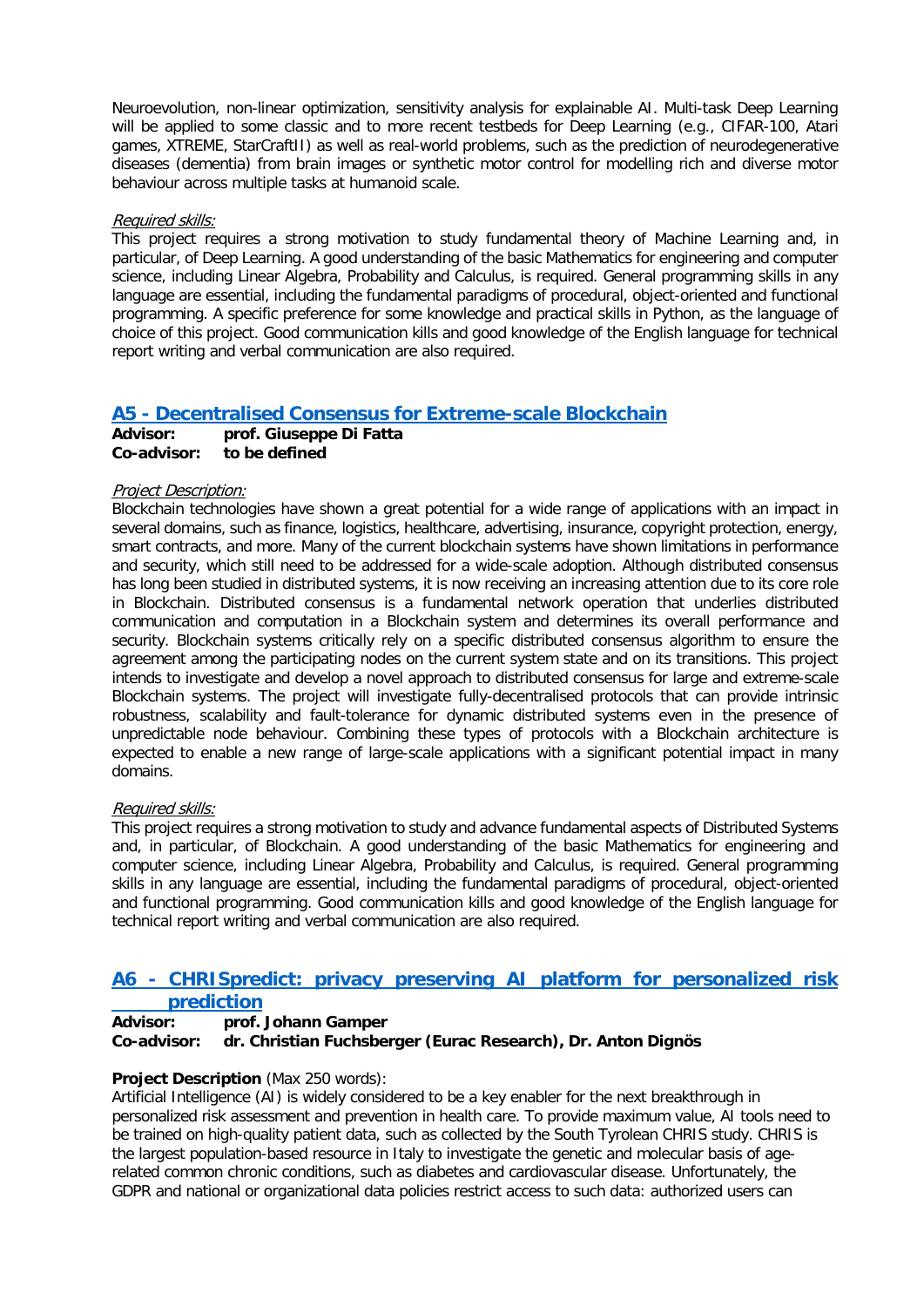Neuroevolution, non-linear optimization, sensitivity analysis for explainable AI. Multi-task Deep Learning will be applied to some classic and to more recent testbeds for Deep Learning (e.g., CIFAR-100, Atari games, XTREME, StarCraftII) as well as real-world problems, such as the prediction of neurodegenerative diseases (dementia) from brain images or synthetic motor control for modelling rich and diverse motor behaviour across multiple tasks at humanoid scale.

*Required skills:*
This project requires a strong motivation to study fundamental theory of Machine Learning and, in particular, of Deep Learning. A good understanding of the basic Mathematics for engineering and computer science, including Linear Algebra, Probability and Calculus, is required. General programming skills in any language are essential, including the fundamental paradigms of procedural, object-oriented and functional programming. A specific preference for some knowledge and practical skills in Python, as the language of choice of this project. Good communication kills and good knowledge of the English language for technical report writing and verbal communication are also required.

## A5 - Decentralised Consensus for Extreme-scale Blockchain

**Advisor:** **prof. Giuseppe Di Fatta**
**Co-advisor:** **to be defined**

*Project Description:*
Blockchain technologies have shown a great potential for a wide range of applications with an impact in several domains, such as finance, logistics, healthcare, advertising, insurance, copyright protection, energy, smart contracts, and more. Many of the current blockchain systems have shown limitations in performance and security, which still need to be addressed for a wide-scale adoption. Although distributed consensus has long been studied in distributed systems, it is now receiving an increasing attention due to its core role in Blockchain. Distributed consensus is a fundamental network operation that underlies distributed communication and computation in a Blockchain system and determines its overall performance and security. Blockchain systems critically rely on a specific distributed consensus algorithm to ensure the agreement among the participating nodes on the current system state and on its transitions. This project intends to investigate and develop a novel approach to distributed consensus for large and extreme-scale Blockchain systems. The project will investigate fully-decentralised protocols that can provide intrinsic robustness, scalability and fault-tolerance for dynamic distributed systems even in the presence of unpredictable node behaviour. Combining these types of protocols with a Blockchain architecture is expected to enable a new range of large-scale applications with a significant potential impact in many domains.

*Required skills:*
This project requires a strong motivation to study and advance fundamental aspects of Distributed Systems and, in particular, of Blockchain. A good understanding of the basic Mathematics for engineering and computer science, including Linear Algebra, Probability and Calculus, is required. General programming skills in any language are essential, including the fundamental paradigms of procedural, object-oriented and functional programming. Good communication kills and good knowledge of the English language for technical report writing and verbal communication are also required.

## A6 - CHRISpredict: privacy preserving AI platform for personalized risk prediction

**Advisor:** **prof. Johann Gamper**
**Co-advisor:** **dr. Christian Fuchsberger (Eurac Research), Dr. Anton Dignös**

**Project Description** (Max 250 words):
Artificial Intelligence (AI) is widely considered to be a key enabler for the next breakthrough in personalized risk assessment and prevention in health care. To provide maximum value, AI tools need to be trained on high-quality patient data, such as collected by the South Tyrolean CHRIS study. CHRIS is the largest population-based resource in Italy to investigate the genetic and molecular basis of age-related common chronic conditions, such as diabetes and cardiovascular disease. Unfortunately, the GDPR and national or organizational data policies restrict access to such data: authorized users can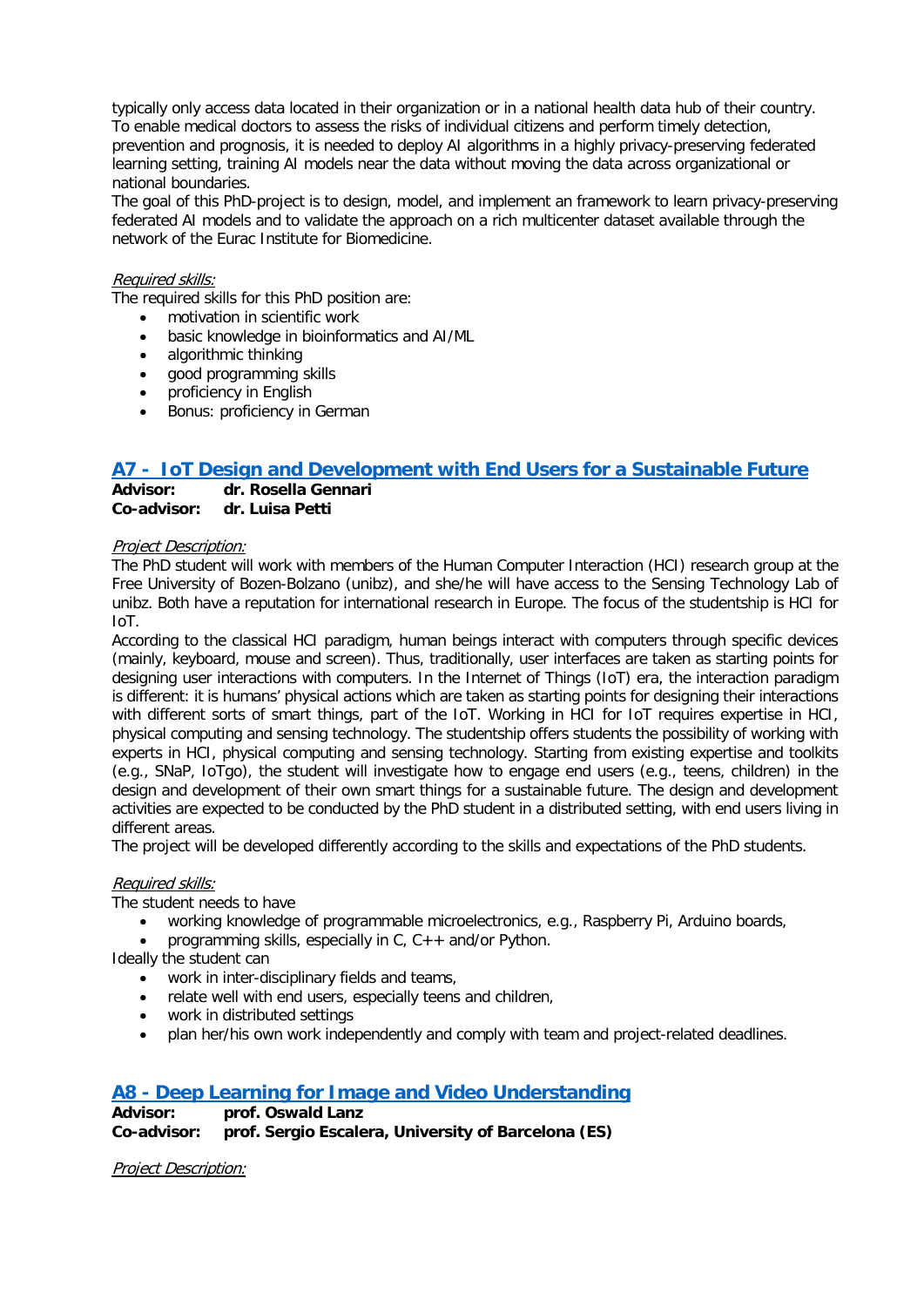typically only access data located in their organization or in a national health data hub of their country. To enable medical doctors to assess the risks of individual citizens and perform timely detection, prevention and prognosis, it is needed to deploy AI algorithms in a highly privacy-preserving federated learning setting, training AI models near the data without moving the data across organizational or national boundaries.
The goal of this PhD-project is to design, model, and implement an framework to learn privacy-preserving federated AI models and to validate the approach on a rich multicenter dataset available through the network of the Eurac Institute for Biomedicine.

*Required skills:*
The required skills for this PhD position are:

- motivation in scientific work
- basic knowledge in bioinformatics and AI/ML
- algorithmic thinking
- good programming skills
- proficiency in English
- Bonus: proficiency in German

## A7 - IoT Design and Development with End Users for a Sustainable Future

**Advisor:** **dr. Rosella Gennari**
**Co-advisor:** **dr. Luisa Petti**

*Project Description:*
The PhD student will work with members of the Human Computer Interaction (HCI) research group at the Free University of Bozen-Bolzano (unibz), and she/he will have access to the Sensing Technology Lab of unibz. Both have a reputation for international research in Europe. The focus of the studentship is HCI for IoT.
According to the classical HCI paradigm, human beings interact with computers through specific devices (mainly, keyboard, mouse and screen). Thus, traditionally, user interfaces are taken as starting points for designing user interactions with computers. In the Internet of Things (IoT) era, the interaction paradigm is different: it is humans' physical actions which are taken as starting points for designing their interactions with different sorts of smart things, part of the IoT. Working in HCI for IoT requires expertise in HCI, physical computing and sensing technology. The studentship offers students the possibility of working with experts in HCI, physical computing and sensing technology. Starting from existing expertise and toolkits (e.g., SNaP, IoTgo), the student will investigate how to engage end users (e.g., teens, children) in the design and development of their own smart things for a sustainable future. The design and development activities are expected to be conducted by the PhD student in a distributed setting, with end users living in different areas.
The project will be developed differently according to the skills and expectations of the PhD students.

*Required skills:*
The student needs to have

- working knowledge of programmable microelectronics, e.g., Raspberry Pi, Arduino boards,
- programming skills, especially in C, C++ and/or Python.

Ideally the student can

- work in inter-disciplinary fields and teams,
- relate well with end users, especially teens and children,
- work in distributed settings
- plan her/his own work independently and comply with team and project-related deadlines.

## A8 - Deep Learning for Image and Video Understanding

**Advisor:** **prof. Oswald Lanz**
**Co-advisor:** **prof. Sergio Escalera, University of Barcelona (ES)**

*Project Description:*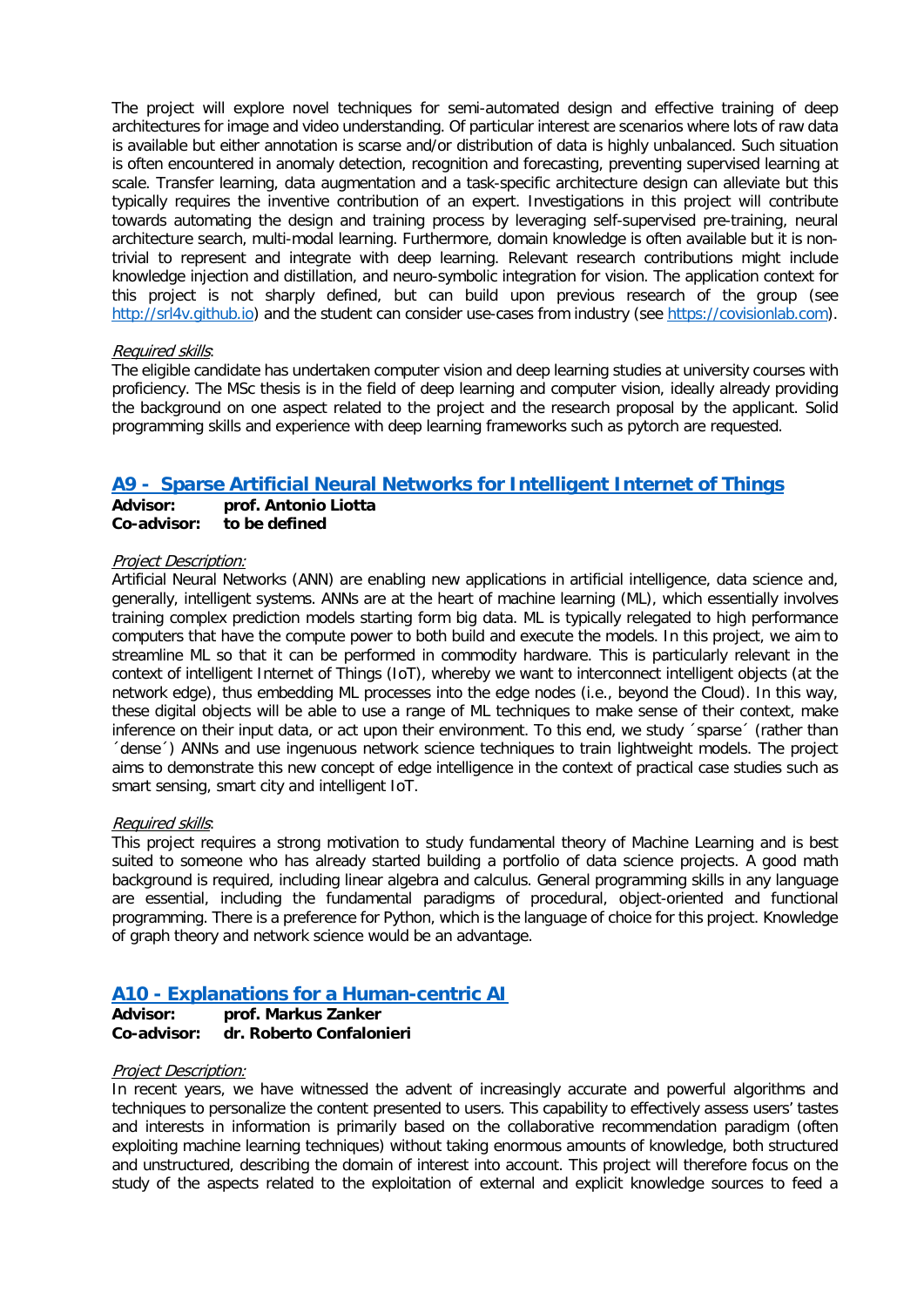The project will explore novel techniques for semi-automated design and effective training of deep architectures for image and video understanding. Of particular interest are scenarios where lots of raw data is available but either annotation is scarse and/or distribution of data is highly unbalanced. Such situation is often encountered in anomaly detection, recognition and forecasting, preventing supervised learning at scale. Transfer learning, data augmentation and a task-specific architecture design can alleviate but this typically requires the inventive contribution of an expert. Investigations in this project will contribute towards automating the design and training process by leveraging self-supervised pre-training, neural architecture search, multi-modal learning. Furthermore, domain knowledge is often available but it is non-trivial to represent and integrate with deep learning. Relevant research contributions might include knowledge injection and distillation, and neuro-symbolic integration for vision. The application context for this project is not sharply defined, but can build upon previous research of the group (see [http://srl4v.github.io](http://srl4v.github.io)) and the student can consider use-cases from industry (see [https://covisionlab.com](https://covisionlab.com)).

*Required skills*:

The eligible candidate has undertaken computer vision and deep learning studies at university courses with proficiency. The MSc thesis is in the field of deep learning and computer vision, ideally already providing the background on one aspect related to the project and the research proposal by the applicant. Solid programming skills and experience with deep learning frameworks such as pytorch are requested.

## A9 - Sparse Artificial Neural Networks for Intelligent Internet of Things

**Advisor: prof. Antonio Liotta**
**Co-advisor: to be defined**

*Project Description:*

Artificial Neural Networks (ANN) are enabling new applications in artificial intelligence, data science and, generally, intelligent systems. ANNs are at the heart of machine learning (ML), which essentially involves training complex prediction models starting form big data. ML is typically relegated to high performance computers that have the compute power to both build and execute the models. In this project, we aim to streamline ML so that it can be performed in commodity hardware. This is particularly relevant in the context of intelligent Internet of Things (IoT), whereby we want to interconnect intelligent objects (at the network edge), thus embedding ML processes into the edge nodes (i.e., beyond the Cloud). In this way, these digital objects will be able to use a range of ML techniques to make sense of their context, make inference on their input data, or act upon their environment. To this end, we study ´sparse´ (rather than ´dense´) ANNs and use ingenuous network science techniques to train lightweight models. The project aims to demonstrate this new concept of edge intelligence in the context of practical case studies such as smart sensing, smart city and intelligent IoT.

*Required skills*:

This project requires a strong motivation to study fundamental theory of Machine Learning and is best suited to someone who has already started building a portfolio of data science projects. A good math background is required, including linear algebra and calculus. General programming skills in any language are essential, including the fundamental paradigms of procedural, object-oriented and functional programming. There is a preference for Python, which is the language of choice for this project. Knowledge of graph theory and network science would be an advantage.

## A10 - Explanations for a Human-centric AI

**Advisor: prof. Markus Zanker**
**Co-advisor: dr. Roberto Confalonieri**

*Project Description:*

In recent years, we have witnessed the advent of increasingly accurate and powerful algorithms and techniques to personalize the content presented to users. This capability to effectively assess users' tastes and interests in information is primarily based on the collaborative recommendation paradigm (often exploiting machine learning techniques) without taking enormous amounts of knowledge, both structured and unstructured, describing the domain of interest into account. This project will therefore focus on the study of the aspects related to the exploitation of external and explicit knowledge sources to feed a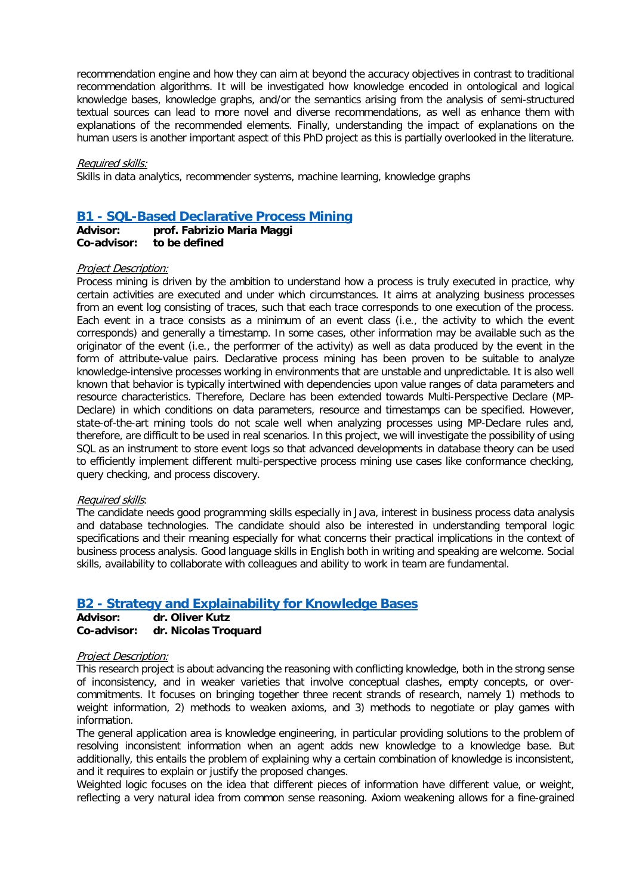recommendation engine and how they can aim at beyond the accuracy objectives in contrast to traditional recommendation algorithms. It will be investigated how knowledge encoded in ontological and logical knowledge bases, knowledge graphs, and/or the semantics arising from the analysis of semi-structured textual sources can lead to more novel and diverse recommendations, as well as enhance them with explanations of the recommended elements. Finally, understanding the impact of explanations on the human users is another important aspect of this PhD project as this is partially overlooked in the literature.

*Required skills:*
Skills in data analytics, recommender systems, machine learning, knowledge graphs

## B1 - SQL-Based Declarative Process Mining

**Advisor:** **prof. Fabrizio Maria Maggi**
**Co-advisor:** **to be defined**

*Project Description:*
Process mining is driven by the ambition to understand how a process is truly executed in practice, why certain activities are executed and under which circumstances. It aims at analyzing business processes from an event log consisting of traces, such that each trace corresponds to one execution of the process. Each event in a trace consists as a minimum of an event class (i.e., the activity to which the event corresponds) and generally a timestamp. In some cases, other information may be available such as the originator of the event (i.e., the performer of the activity) as well as data produced by the event in the form of attribute-value pairs. Declarative process mining has been proven to be suitable to analyze knowledge-intensive processes working in environments that are unstable and unpredictable. It is also well known that behavior is typically intertwined with dependencies upon value ranges of data parameters and resource characteristics. Therefore, Declare has been extended towards Multi-Perspective Declare (MP-Declare) in which conditions on data parameters, resource and timestamps can be specified. However, state-of-the-art mining tools do not scale well when analyzing processes using MP-Declare rules and, therefore, are difficult to be used in real scenarios. In this project, we will investigate the possibility of using SQL as an instrument to store event logs so that advanced developments in database theory can be used to efficiently implement different multi-perspective process mining use cases like conformance checking, query checking, and process discovery.

*Required skills:*
The candidate needs good programming skills especially in Java, interest in business process data analysis and database technologies. The candidate should also be interested in understanding temporal logic specifications and their meaning especially for what concerns their practical implications in the context of business process analysis. Good language skills in English both in writing and speaking are welcome. Social skills, availability to collaborate with colleagues and ability to work in team are fundamental.

## B2 - Strategy and Explainability for Knowledge Bases

**Advisor:** **dr. Oliver Kutz**
**Co-advisor:** **dr. Nicolas Troquard**

*Project Description:*
This research project is about advancing the reasoning with conflicting knowledge, both in the strong sense of inconsistency, and in weaker varieties that involve conceptual clashes, empty concepts, or over-commitments. It focuses on bringing together three recent strands of research, namely 1) methods to weight information, 2) methods to weaken axioms, and 3) methods to negotiate or play games with information.

The general application area is knowledge engineering, in particular providing solutions to the problem of resolving inconsistent information when an agent adds new knowledge to a knowledge base. But additionally, this entails the problem of explaining why a certain combination of knowledge is inconsistent, and it requires to explain or justify the proposed changes.

Weighted logic focuses on the idea that different pieces of information have different value, or weight, reflecting a very natural idea from common sense reasoning. Axiom weakening allows for a fine-grained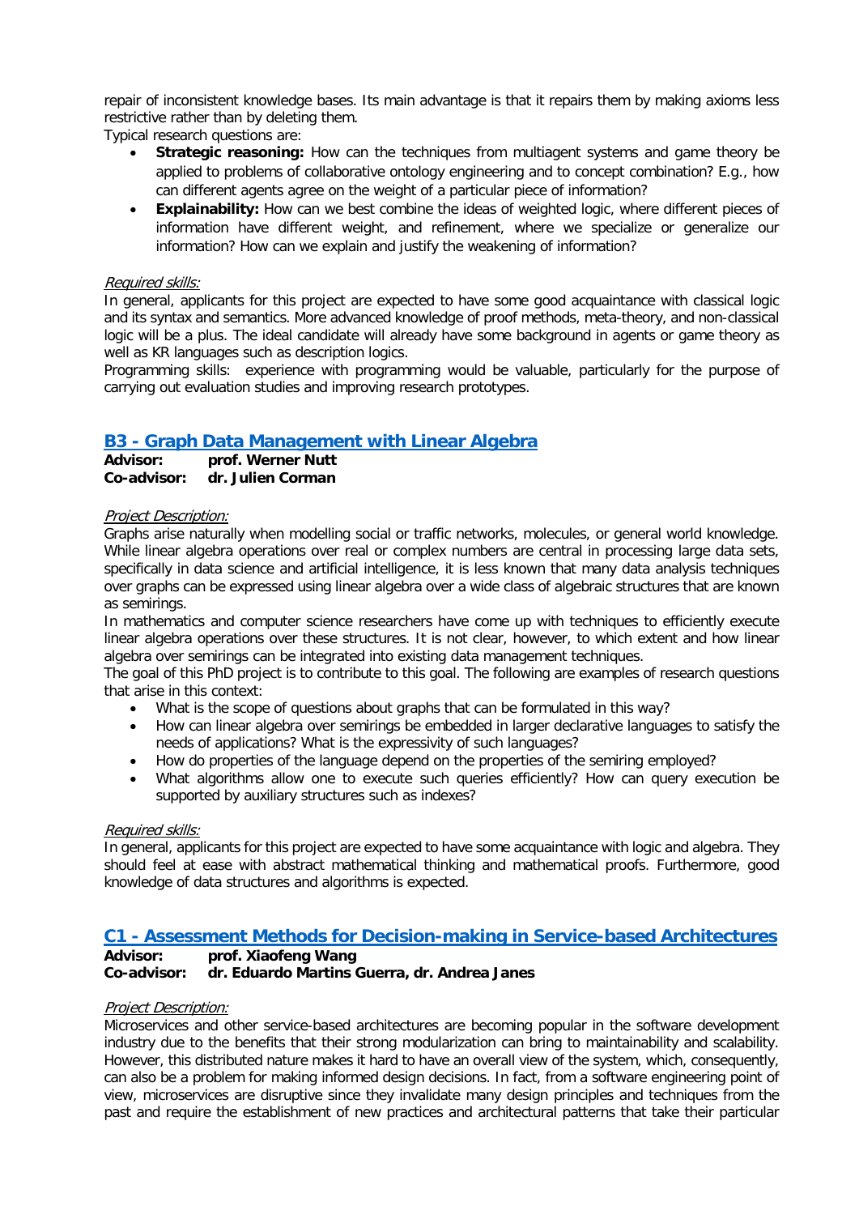repair of inconsistent knowledge bases. Its main advantage is that it repairs them by making axioms less restrictive rather than by deleting them.

Typical research questions are:

- **Strategic reasoning:** How can the techniques from multiagent systems and game theory be applied to problems of collaborative ontology engineering and to concept combination? E.g., how can different agents agree on the weight of a particular piece of information?
- **Explainability:** How can we best combine the ideas of weighted logic, where different pieces of information have different weight, and refinement, where we specialize or generalize our information? How can we explain and justify the weakening of information?

*Required skills:*

In general, applicants for this project are expected to have some good acquaintance with classical logic and its syntax and semantics. More advanced knowledge of proof methods, meta-theory, and non-classical logic will be a plus. The ideal candidate will already have some background in agents or game theory as well as KR languages such as description logics.

Programming skills: experience with programming would be valuable, particularly for the purpose of carrying out evaluation studies and improving research prototypes.

## B3 - Graph Data Management with Linear Algebra

**Advisor:** **prof. Werner Nutt**
**Co-advisor:** **dr. Julien Corman**

*Project Description:*

Graphs arise naturally when modelling social or traffic networks, molecules, or general world knowledge. While linear algebra operations over real or complex numbers are central in processing large data sets, specifically in data science and artificial intelligence, it is less known that many data analysis techniques over graphs can be expressed using linear algebra over a wide class of algebraic structures that are known as semirings.

In mathematics and computer science researchers have come up with techniques to efficiently execute linear algebra operations over these structures. It is not clear, however, to which extent and how linear algebra over semirings can be integrated into existing data management techniques.

The goal of this PhD project is to contribute to this goal. The following are examples of research questions that arise in this context:

- What is the scope of questions about graphs that can be formulated in this way?
- How can linear algebra over semirings be embedded in larger declarative languages to satisfy the needs of applications? What is the expressivity of such languages?
- How do properties of the language depend on the properties of the semiring employed?
- What algorithms allow one to execute such queries efficiently? How can query execution be supported by auxiliary structures such as indexes?

*Required skills:*

In general, applicants for this project are expected to have some acquaintance with logic and algebra. They should feel at ease with abstract mathematical thinking and mathematical proofs. Furthermore, good knowledge of data structures and algorithms is expected.

## C1 - Assessment Methods for Decision-making in Service-based Architectures

**Advisor:** **prof. Xiaofeng Wang**
**Co-advisor:** **dr. Eduardo Martins Guerra, dr. Andrea Janes**

*Project Description:*

Microservices and other service-based architectures are becoming popular in the software development industry due to the benefits that their strong modularization can bring to maintainability and scalability. However, this distributed nature makes it hard to have an overall view of the system, which, consequently, can also be a problem for making informed design decisions. In fact, from a software engineering point of view, microservices are disruptive since they invalidate many design principles and techniques from the past and require the establishment of new practices and architectural patterns that take their particular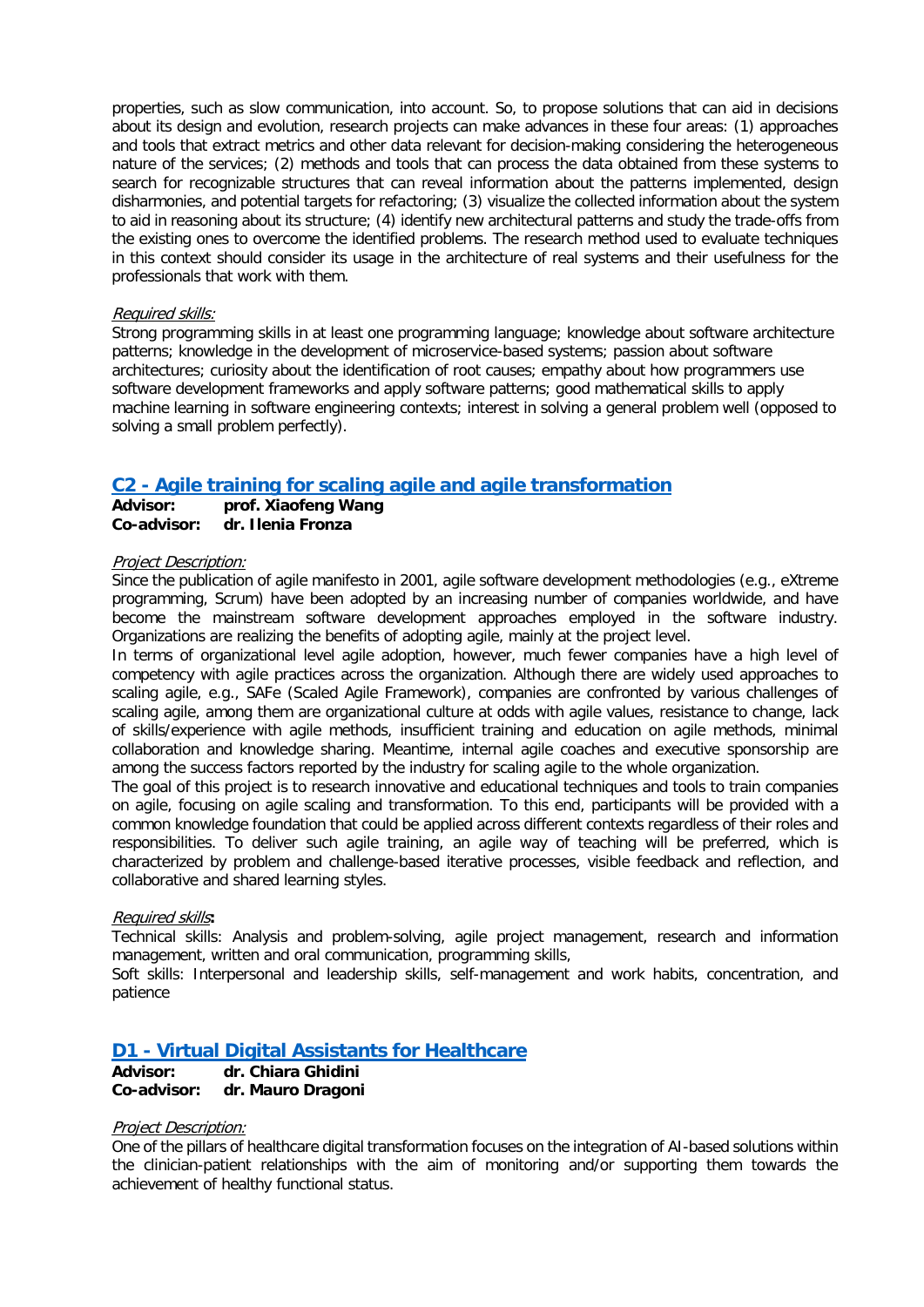properties, such as slow communication, into account. So, to propose solutions that can aid in decisions about its design and evolution, research projects can make advances in these four areas: (1) approaches and tools that extract metrics and other data relevant for decision-making considering the heterogeneous nature of the services; (2) methods and tools that can process the data obtained from these systems to search for recognizable structures that can reveal information about the patterns implemented, design disharmonies, and potential targets for refactoring; (3) visualize the collected information about the system to aid in reasoning about its structure; (4) identify new architectural patterns and study the trade-offs from the existing ones to overcome the identified problems. The research method used to evaluate techniques in this context should consider its usage in the architecture of real systems and their usefulness for the professionals that work with them.

*Required skills:*

Strong programming skills in at least one programming language; knowledge about software architecture patterns; knowledge in the development of microservice-based systems; passion about software architectures; curiosity about the identification of root causes; empathy about how programmers use software development frameworks and apply software patterns; good mathematical skills to apply machine learning in software engineering contexts; interest in solving a general problem well (opposed to solving a small problem perfectly).

## C2 - Agile training for scaling agile and agile transformation

**Advisor:** **prof. Xiaofeng Wang**
**Co-advisor:** **dr. Ilenia Fronza**

*Project Description:*

Since the publication of agile manifesto in 2001, agile software development methodologies (e.g., eXtreme programming, Scrum) have been adopted by an increasing number of companies worldwide, and have become the mainstream software development approaches employed in the software industry. Organizations are realizing the benefits of adopting agile, mainly at the project level.

In terms of organizational level agile adoption, however, much fewer companies have a high level of competency with agile practices across the organization. Although there are widely used approaches to scaling agile, e.g., SAFe (Scaled Agile Framework), companies are confronted by various challenges of scaling agile, among them are organizational culture at odds with agile values, resistance to change, lack of skills/experience with agile methods, insufficient training and education on agile methods, minimal collaboration and knowledge sharing. Meantime, internal agile coaches and executive sponsorship are among the success factors reported by the industry for scaling agile to the whole organization.

The goal of this project is to research innovative and educational techniques and tools to train companies on agile, focusing on agile scaling and transformation. To this end, participants will be provided with a common knowledge foundation that could be applied across different contexts regardless of their roles and responsibilities. To deliver such agile training, an agile way of teaching will be preferred, which is characterized by problem and challenge-based iterative processes, visible feedback and reflection, and collaborative and shared learning styles.

*Required skills***:**

Technical skills: Analysis and problem-solving, agile project management, research and information management, written and oral communication, programming skills,

Soft skills: Interpersonal and leadership skills, self-management and work habits, concentration, and patience

## D1 - Virtual Digital Assistants for Healthcare

**Advisor:** **dr. Chiara Ghidini**
**Co-advisor:** **dr. Mauro Dragoni**

*Project Description:*

One of the pillars of healthcare digital transformation focuses on the integration of AI-based solutions within the clinician-patient relationships with the aim of monitoring and/or supporting them towards the achievement of healthy functional status.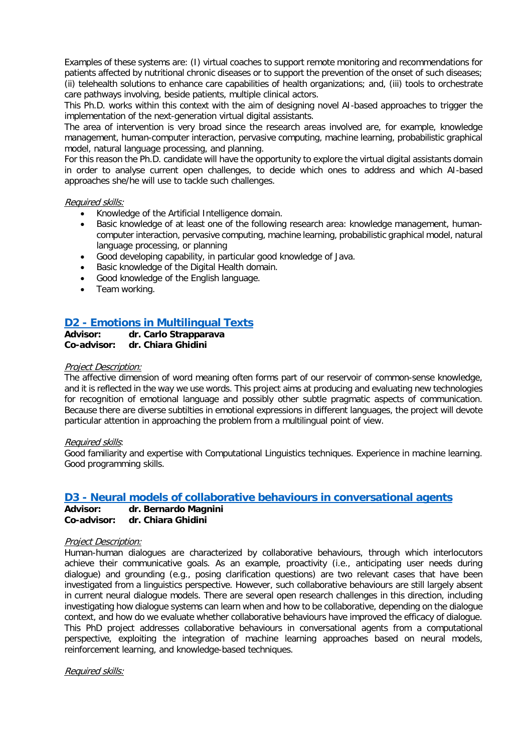Examples of these systems are: (I) virtual coaches to support remote monitoring and recommendations for patients affected by nutritional chronic diseases or to support the prevention of the onset of such diseases; (ii) telehealth solutions to enhance care capabilities of health organizations; and, (iii) tools to orchestrate care pathways involving, beside patients, multiple clinical actors.

This Ph.D. works within this context with the aim of designing novel AI-based approaches to trigger the implementation of the next-generation virtual digital assistants.

The area of intervention is very broad since the research areas involved are, for example, knowledge management, human-computer interaction, pervasive computing, machine learning, probabilistic graphical model, natural language processing, and planning.

For this reason the Ph.D. candidate will have the opportunity to explore the virtual digital assistants domain in order to analyse current open challenges, to decide which ones to address and which AI-based approaches she/he will use to tackle such challenges.

*Required skills:*

- Knowledge of the Artificial Intelligence domain.
- Basic knowledge of at least one of the following research area: knowledge management, human-computer interaction, pervasive computing, machine learning, probabilistic graphical model, natural language processing, or planning
- Good developing capability, in particular good knowledge of Java.
- Basic knowledge of the Digital Health domain.
- Good knowledge of the English language.
- Team working.

## D2 - Emotions in Multilingual Texts

**Advisor:** **dr. Carlo Strapparava**
**Co-advisor:** **dr. Chiara Ghidini**

*Project Description:*

The affective dimension of word meaning often forms part of our reservoir of common-sense knowledge, and it is reflected in the way we use words. This project aims at producing and evaluating new technologies for recognition of emotional language and possibly other subtle pragmatic aspects of communication. Because there are diverse subtilties in emotional expressions in different languages, the project will devote particular attention in approaching the problem from a multilingual point of view.

*Required skills*:

Good familiarity and expertise with Computational Linguistics techniques. Experience in machine learning. Good programming skills.

## D3 - Neural models of collaborative behaviours in conversational agents

**Advisor:** **dr. Bernardo Magnini**
**Co-advisor:** **dr. Chiara Ghidini**

*Project Description:*

Human-human dialogues are characterized by collaborative behaviours, through which interlocutors achieve their communicative goals. As an example, proactivity (i.e., anticipating user needs during dialogue) and grounding (e.g., posing clarification questions) are two relevant cases that have been investigated from a linguistics perspective. However, such collaborative behaviours are still largely absent in current neural dialogue models. There are several open research challenges in this direction, including investigating how dialogue systems can learn when and how to be collaborative, depending on the dialogue context, and how do we evaluate whether collaborative behaviours have improved the efficacy of dialogue. This PhD project addresses collaborative behaviours in conversational agents from a computational perspective, exploiting the integration of machine learning approaches based on neural models, reinforcement learning, and knowledge-based techniques.

*Required skills:*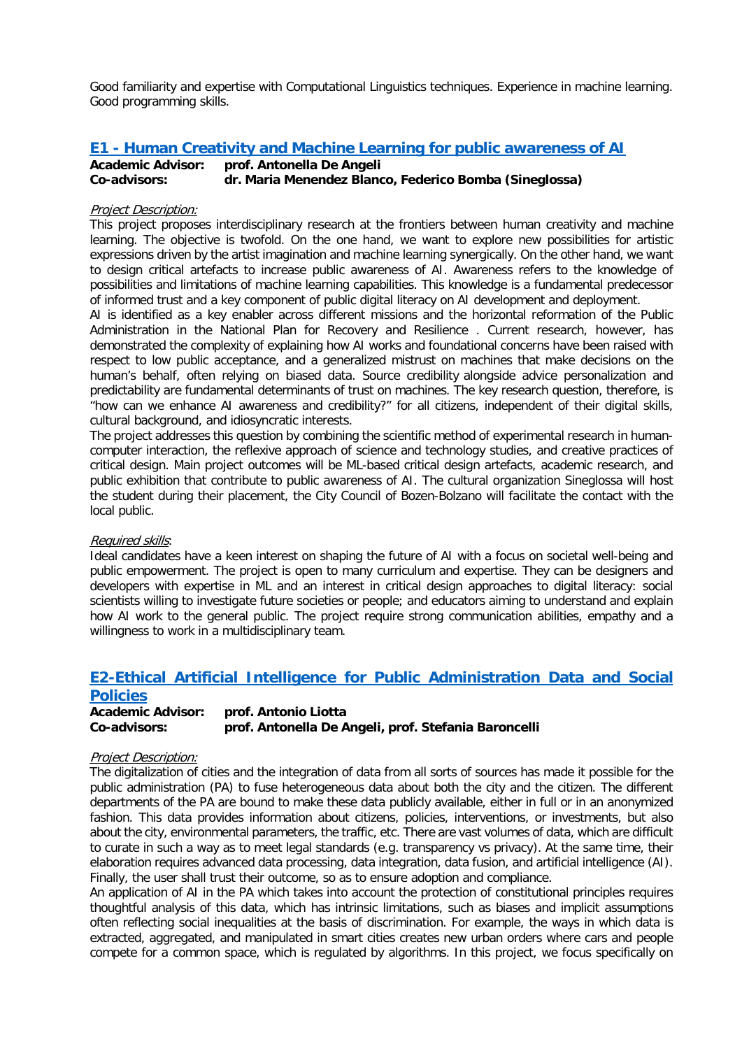Good familiarity and expertise with Computational Linguistics techniques. Experience in machine learning. Good programming skills.

## E1 - Human Creativity and Machine Learning for public awareness of AI

**Academic Advisor:** **prof. Antonella De Angeli**
**Co-advisors:** **dr. Maria Menendez Blanco, Federico Bomba (Sineglossa)**

*Project Description:*

This project proposes interdisciplinary research at the frontiers between human creativity and machine learning. The objective is twofold. On the one hand, we want to explore new possibilities for artistic expressions driven by the artist imagination and machine learning synergically. On the other hand, we want to design critical artefacts to increase public awareness of AI. Awareness refers to the knowledge of possibilities and limitations of machine learning capabilities. This knowledge is a fundamental predecessor of informed trust and a key component of public digital literacy on AI development and deployment.

AI is identified as a key enabler across different missions and the horizontal reformation of the Public Administration in the National Plan for Recovery and Resilience . Current research, however, has demonstrated the complexity of explaining how AI works and foundational concerns have been raised with respect to low public acceptance, and a generalized mistrust on machines that make decisions on the human's behalf, often relying on biased data. Source credibility alongside advice personalization and predictability are fundamental determinants of trust on machines. The key research question, therefore, is "how can we enhance AI awareness and credibility?" for all citizens, independent of their digital skills, cultural background, and idiosyncratic interests.

The project addresses this question by combining the scientific method of experimental research in human-computer interaction, the reflexive approach of science and technology studies, and creative practices of critical design. Main project outcomes will be ML-based critical design artefacts, academic research, and public exhibition that contribute to public awareness of AI. The cultural organization Sineglossa will host the student during their placement, the City Council of Bozen-Bolzano will facilitate the contact with the local public.

*Required skills*:

Ideal candidates have a keen interest on shaping the future of AI with a focus on societal well-being and public empowerment. The project is open to many curriculum and expertise. They can be designers and developers with expertise in ML and an interest in critical design approaches to digital literacy: social scientists willing to investigate future societies or people; and educators aiming to understand and explain how AI work to the general public. The project require strong communication abilities, empathy and a willingness to work in a multidisciplinary team.

## E2-Ethical Artificial Intelligence for Public Administration Data and Social Policies

**Academic Advisor:** **prof. Antonio Liotta**
**Co-advisors:** **prof. Antonella De Angeli, prof. Stefania Baroncelli**

*Project Description:*

The digitalization of cities and the integration of data from all sorts of sources has made it possible for the public administration (PA) to fuse heterogeneous data about both the city and the citizen. The different departments of the PA are bound to make these data publicly available, either in full or in an anonymized fashion. This data provides information about citizens, policies, interventions, or investments, but also about the city, environmental parameters, the traffic, etc. There are vast volumes of data, which are difficult to curate in such a way as to meet legal standards (e.g. transparency vs privacy). At the same time, their elaboration requires advanced data processing, data integration, data fusion, and artificial intelligence (AI). Finally, the user shall trust their outcome, so as to ensure adoption and compliance.

An application of AI in the PA which takes into account the protection of constitutional principles requires thoughtful analysis of this data, which has intrinsic limitations, such as biases and implicit assumptions often reflecting social inequalities at the basis of discrimination. For example, the ways in which data is extracted, aggregated, and manipulated in smart cities creates new urban orders where cars and people compete for a common space, which is regulated by algorithms. In this project, we focus specifically on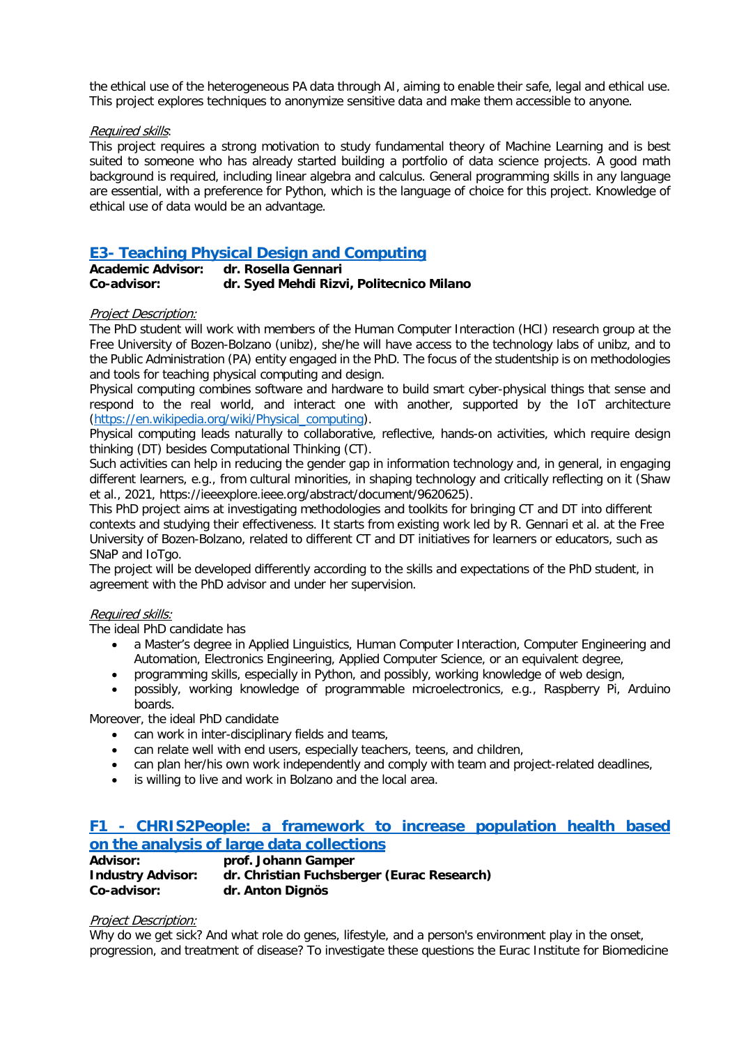the ethical use of the heterogeneous PA data through AI, aiming to enable their safe, legal and ethical use. This project explores techniques to anonymize sensitive data and make them accessible to anyone.

*Required skills*:
This project requires a strong motivation to study fundamental theory of Machine Learning and is best suited to someone who has already started building a portfolio of data science projects. A good math background is required, including linear algebra and calculus. General programming skills in any language are essential, with a preference for Python, which is the language of choice for this project. Knowledge of ethical use of data would be an advantage.

## E3- Teaching Physical Design and Computing

**Academic Advisor:** **dr. Rosella Gennari**
**Co-advisor:** **dr. Syed Mehdi Rizvi, Politecnico Milano**

*Project Description:*
The PhD student will work with members of the Human Computer Interaction (HCI) research group at the Free University of Bozen-Bolzano (unibz), she/he will have access to the technology labs of unibz, and to the Public Administration (PA) entity engaged in the PhD. The focus of the studentship is on methodologies and tools for teaching physical computing and design.
Physical computing combines software and hardware to build smart cyber-physical things that sense and respond to the real world, and interact one with another, supported by the IoT architecture (https://en.wikipedia.org/wiki/Physical_computing).
Physical computing leads naturally to collaborative, reflective, hands-on activities, which require design thinking (DT) besides Computational Thinking (CT).
Such activities can help in reducing the gender gap in information technology and, in general, in engaging different learners, e.g., from cultural minorities, in shaping technology and critically reflecting on it (Shaw et al., 2021, https://ieeexplore.ieee.org/abstract/document/9620625).
This PhD project aims at investigating methodologies and toolkits for bringing CT and DT into different contexts and studying their effectiveness. It starts from existing work led by R. Gennari et al. at the Free University of Bozen-Bolzano, related to different CT and DT initiatives for learners or educators, such as SNaP and IoTgo.
The project will be developed differently according to the skills and expectations of the PhD student, in agreement with the PhD advisor and under her supervision.

*Required skills:*
The ideal PhD candidate has

- a Master's degree in Applied Linguistics, Human Computer Interaction, Computer Engineering and Automation, Electronics Engineering, Applied Computer Science, or an equivalent degree,
- programming skills, especially in Python, and possibly, working knowledge of web design,
- possibly, working knowledge of programmable microelectronics, e.g., Raspberry Pi, Arduino boards.

Moreover, the ideal PhD candidate

- can work in inter-disciplinary fields and teams,
- can relate well with end users, especially teachers, teens, and children,
- can plan her/his own work independently and comply with team and project-related deadlines,
- is willing to live and work in Bolzano and the local area.

## F1 - CHRIS2People: a framework to increase population health based on the analysis of large data collections

**Advisor:** **prof. Johann Gamper**
**Industry Advisor:** **dr. Christian Fuchsberger (Eurac Research)**
**Co-advisor:** **dr. Anton Dignös**

*Project Description:*
Why do we get sick? And what role do genes, lifestyle, and a person's environment play in the onset, progression, and treatment of disease? To investigate these questions the Eurac Institute for Biomedicine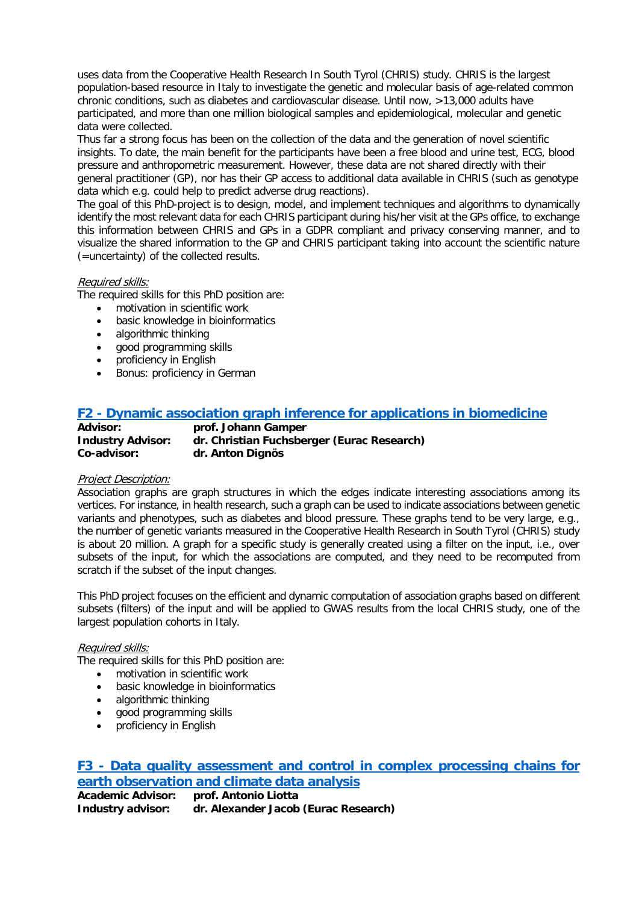uses data from the Cooperative Health Research In South Tyrol (CHRIS) study. CHRIS is the largest population-based resource in Italy to investigate the genetic and molecular basis of age-related common chronic conditions, such as diabetes and cardiovascular disease. Until now, >13,000 adults have participated, and more than one million biological samples and epidemiological, molecular and genetic data were collected.
Thus far a strong focus has been on the collection of the data and the generation of novel scientific insights. To date, the main benefit for the participants have been a free blood and urine test, ECG, blood pressure and anthropometric measurement. However, these data are not shared directly with their general practitioner (GP), nor has their GP access to additional data available in CHRIS (such as genotype data which e.g. could help to predict adverse drug reactions).
The goal of this PhD-project is to design, model, and implement techniques and algorithms to dynamically identify the most relevant data for each CHRIS participant during his/her visit at the GPs office, to exchange this information between CHRIS and GPs in a GDPR compliant and privacy conserving manner, and to visualize the shared information to the GP and CHRIS participant taking into account the scientific nature (=uncertainty) of the collected results.

*Required skills:*
The required skills for this PhD position are:

- motivation in scientific work
- basic knowledge in bioinformatics
- algorithmic thinking
- good programming skills
- proficiency in English
- Bonus: proficiency in German

## F2 - Dynamic association graph inference for applications in biomedicine

**Advisor:** **prof. Johann Gamper**
**Industry Advisor:** **dr. Christian Fuchsberger (Eurac Research)**
**Co-advisor:** **dr. Anton Dignös**

*Project Description:*
Association graphs are graph structures in which the edges indicate interesting associations among its vertices. For instance, in health research, such a graph can be used to indicate associations between genetic variants and phenotypes, such as diabetes and blood pressure. These graphs tend to be very large, e.g., the number of genetic variants measured in the Cooperative Health Research in South Tyrol (CHRIS) study is about 20 million. A graph for a specific study is generally created using a filter on the input, i.e., over subsets of the input, for which the associations are computed, and they need to be recomputed from scratch if the subset of the input changes.

This PhD project focuses on the efficient and dynamic computation of association graphs based on different subsets (filters) of the input and will be applied to GWAS results from the local CHRIS study, one of the largest population cohorts in Italy.

*Required skills:*
The required skills for this PhD position are:

- motivation in scientific work
- basic knowledge in bioinformatics
- algorithmic thinking
- good programming skills
- proficiency in English

## F3 - Data quality assessment and control in complex processing chains for earth observation and climate data analysis

**Academic Advisor:** **prof. Antonio Liotta**
**Industry advisor:** **dr. Alexander Jacob (Eurac Research)**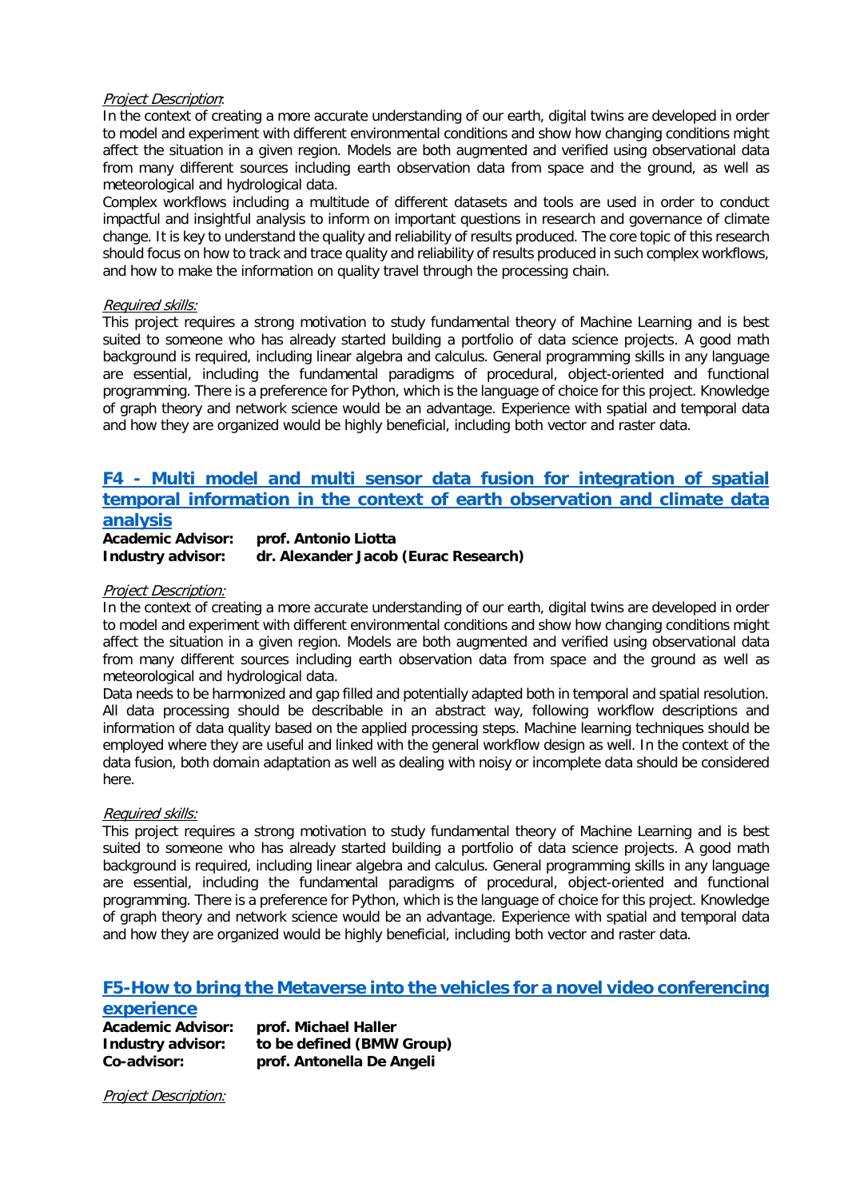*Project Description*:

In the context of creating a more accurate understanding of our earth, digital twins are developed in order to model and experiment with different environmental conditions and show how changing conditions might affect the situation in a given region. Models are both augmented and verified using observational data from many different sources including earth observation data from space and the ground, as well as meteorological and hydrological data.

Complex workflows including a multitude of different datasets and tools are used in order to conduct impactful and insightful analysis to inform on important questions in research and governance of climate change. It is key to understand the quality and reliability of results produced. The core topic of this research should focus on how to track and trace quality and reliability of results produced in such complex workflows, and how to make the information on quality travel through the processing chain.

*Required skills:*

This project requires a strong motivation to study fundamental theory of Machine Learning and is best suited to someone who has already started building a portfolio of data science projects. A good math background is required, including linear algebra and calculus. General programming skills in any language are essential, including the fundamental paradigms of procedural, object-oriented and functional programming. There is a preference for Python, which is the language of choice for this project. Knowledge of graph theory and network science would be an advantage. Experience with spatial and temporal data and how they are organized would be highly beneficial, including both vector and raster data.

## F4 - Multi model and multi sensor data fusion for integration of spatial temporal information in the context of earth observation and climate data analysis

**Academic Advisor:** **prof. Antonio Liotta**
**Industry advisor:** **dr. Alexander Jacob (Eurac Research)**

*Project Description:*

In the context of creating a more accurate understanding of our earth, digital twins are developed in order to model and experiment with different environmental conditions and show how changing conditions might affect the situation in a given region. Models are both augmented and verified using observational data from many different sources including earth observation data from space and the ground as well as meteorological and hydrological data.

Data needs to be harmonized and gap filled and potentially adapted both in temporal and spatial resolution. All data processing should be describable in an abstract way, following workflow descriptions and information of data quality based on the applied processing steps. Machine learning techniques should be employed where they are useful and linked with the general workflow design as well. In the context of the data fusion, both domain adaptation as well as dealing with noisy or incomplete data should be considered here.

*Required skills:*

This project requires a strong motivation to study fundamental theory of Machine Learning and is best suited to someone who has already started building a portfolio of data science projects. A good math background is required, including linear algebra and calculus. General programming skills in any language are essential, including the fundamental paradigms of procedural, object-oriented and functional programming. There is a preference for Python, which is the language of choice for this project. Knowledge of graph theory and network science would be an advantage. Experience with spatial and temporal data and how they are organized would be highly beneficial, including both vector and raster data.

## F5-How to bring the Metaverse into the vehicles for a novel video conferencing experience

**Academic Advisor:** **prof. Michael Haller**
**Industry advisor:** **to be defined (BMW Group)**
**Co-advisor:** **prof. Antonella De Angeli**

*Project Description:*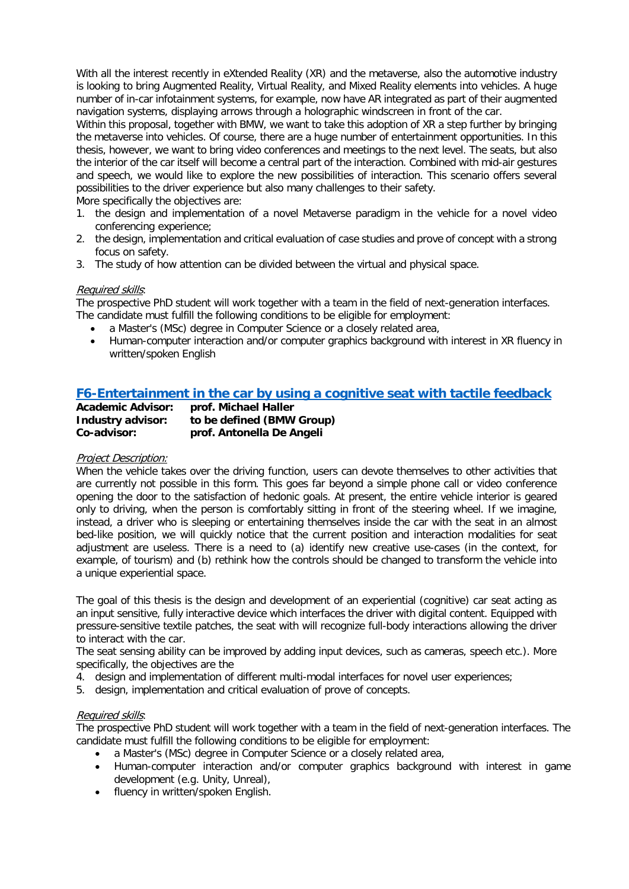With all the interest recently in eXtended Reality (XR) and the metaverse, also the automotive industry is looking to bring Augmented Reality, Virtual Reality, and Mixed Reality elements into vehicles. A huge number of in-car infotainment systems, for example, now have AR integrated as part of their augmented navigation systems, displaying arrows through a holographic windscreen in front of the car.
Within this proposal, together with BMW, we want to take this adoption of XR a step further by bringing the metaverse into vehicles. Of course, there are a huge number of entertainment opportunities. In this thesis, however, we want to bring video conferences and meetings to the next level. The seats, but also the interior of the car itself will become a central part of the interaction. Combined with mid-air gestures and speech, we would like to explore the new possibilities of interaction. This scenario offers several possibilities to the driver experience but also many challenges to their safety.
More specifically the objectives are:

1. the design and implementation of a novel Metaverse paradigm in the vehicle for a novel video conferencing experience;
2. the design, implementation and critical evaluation of case studies and prove of concept with a strong focus on safety.
3. The study of how attention can be divided between the virtual and physical space.

*Required skills*:
The prospective PhD student will work together with a team in the field of next-generation interfaces. The candidate must fulfill the following conditions to be eligible for employment:

- a Master's (MSc) degree in Computer Science or a closely related area,
- Human-computer interaction and/or computer graphics background with interest in XR fluency in written/spoken English

## F6-Entertainment in the car by using a cognitive seat with tactile feedback

**Academic Advisor:** **prof. Michael Haller**
**Industry advisor:** **to be defined (BMW Group)**
**Co-advisor:** **prof. Antonella De Angeli**

*Project Description:*
When the vehicle takes over the driving function, users can devote themselves to other activities that are currently not possible in this form. This goes far beyond a simple phone call or video conference opening the door to the satisfaction of hedonic goals. At present, the entire vehicle interior is geared only to driving, when the person is comfortably sitting in front of the steering wheel. If we imagine, instead, a driver who is sleeping or entertaining themselves inside the car with the seat in an almost bed-like position, we will quickly notice that the current position and interaction modalities for seat adjustment are useless. There is a need to (a) identify new creative use-cases (in the context, for example, of tourism) and (b) rethink how the controls should be changed to transform the vehicle into a unique experiential space.

The goal of this thesis is the design and development of an experiential (cognitive) car seat acting as an input sensitive, fully interactive device which interfaces the driver with digital content. Equipped with pressure-sensitive textile patches, the seat with will recognize full-body interactions allowing the driver to interact with the car.
The seat sensing ability can be improved by adding input devices, such as cameras, speech etc.). More specifically, the objectives are the

4. design and implementation of different multi-modal interfaces for novel user experiences;
5. design, implementation and critical evaluation of prove of concepts.

*Required skills*:
The prospective PhD student will work together with a team in the field of next-generation interfaces. The candidate must fulfill the following conditions to be eligible for employment:

- a Master's (MSc) degree in Computer Science or a closely related area,
- Human-computer interaction and/or computer graphics background with interest in game development (e.g. Unity, Unreal),
- fluency in written/spoken English.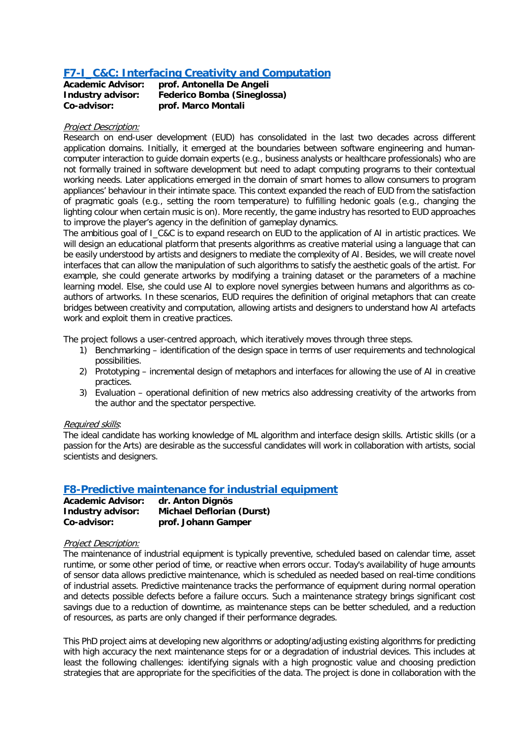## F7-I_C&C: Interfacing Creativity and Computation

**Academic Advisor:** **prof. Antonella De Angeli**
**Industry advisor:** **Federico Bomba (Sineglossa)**
**Co-advisor:** **prof. Marco Montali**

*Project Description:*

Research on end-user development (EUD) has consolidated in the last two decades across different application domains. Initially, it emerged at the boundaries between software engineering and human-computer interaction to guide domain experts (e.g., business analysts or healthcare professionals) who are not formally trained in software development but need to adapt computing programs to their contextual working needs. Later applications emerged in the domain of smart homes to allow consumers to program appliances' behaviour in their intimate space. This context expanded the reach of EUD from the satisfaction of pragmatic goals (e.g., setting the room temperature) to fulfilling hedonic goals (e.g., changing the lighting colour when certain music is on). More recently, the game industry has resorted to EUD approaches to improve the player's agency in the definition of gameplay dynamics.

The ambitious goal of I_C&C is to expand research on EUD to the application of AI in artistic practices. We will design an educational platform that presents algorithms as creative material using a language that can be easily understood by artists and designers to mediate the complexity of AI. Besides, we will create novel interfaces that can allow the manipulation of such algorithms to satisfy the aesthetic goals of the artist. For example, she could generate artworks by modifying a training dataset or the parameters of a machine learning model. Else, she could use AI to explore novel synergies between humans and algorithms as co-authors of artworks. In these scenarios, EUD requires the definition of original metaphors that can create bridges between creativity and computation, allowing artists and designers to understand how AI artefacts work and exploit them in creative practices.

The project follows a user-centred approach, which iteratively moves through three steps.

1) Benchmarking – identification of the design space in terms of user requirements and technological possibilities.
2) Prototyping – incremental design of metaphors and interfaces for allowing the use of AI in creative practices.
3) Evaluation – operational definition of new metrics also addressing creativity of the artworks from the author and the spectator perspective.

*Required skills*:

The ideal candidate has working knowledge of ML algorithm and interface design skills. Artistic skills (or a passion for the Arts) are desirable as the successful candidates will work in collaboration with artists, social scientists and designers.

## F8-Predictive maintenance for industrial equipment

**Academic Advisor:** **dr. Anton Dignös**
**Industry advisor:** **Michael Deflorian (Durst)**
**Co-advisor:** **prof. Johann Gamper**

*Project Description:*

The maintenance of industrial equipment is typically preventive, scheduled based on calendar time, asset runtime, or some other period of time, or reactive when errors occur. Today's availability of huge amounts of sensor data allows predictive maintenance, which is scheduled as needed based on real-time conditions of industrial assets. Predictive maintenance tracks the performance of equipment during normal operation and detects possible defects before a failure occurs. Such a maintenance strategy brings significant cost savings due to a reduction of downtime, as maintenance steps can be better scheduled, and a reduction of resources, as parts are only changed if their performance degrades.

This PhD project aims at developing new algorithms or adopting/adjusting existing algorithms for predicting with high accuracy the next maintenance steps for or a degradation of industrial devices. This includes at least the following challenges: identifying signals with a high prognostic value and choosing prediction strategies that are appropriate for the specificities of the data. The project is done in collaboration with the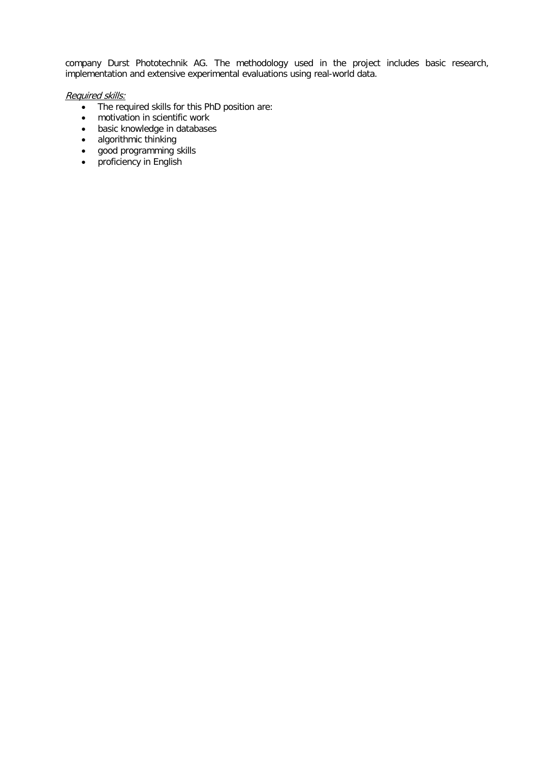company Durst Phototechnik AG. The methodology used in the project includes basic research, implementation and extensive experimental evaluations using real-world data.

*Required skills:*

- The required skills for this PhD position are:
- motivation in scientific work
- basic knowledge in databases
- algorithmic thinking
- good programming skills
- proficiency in English